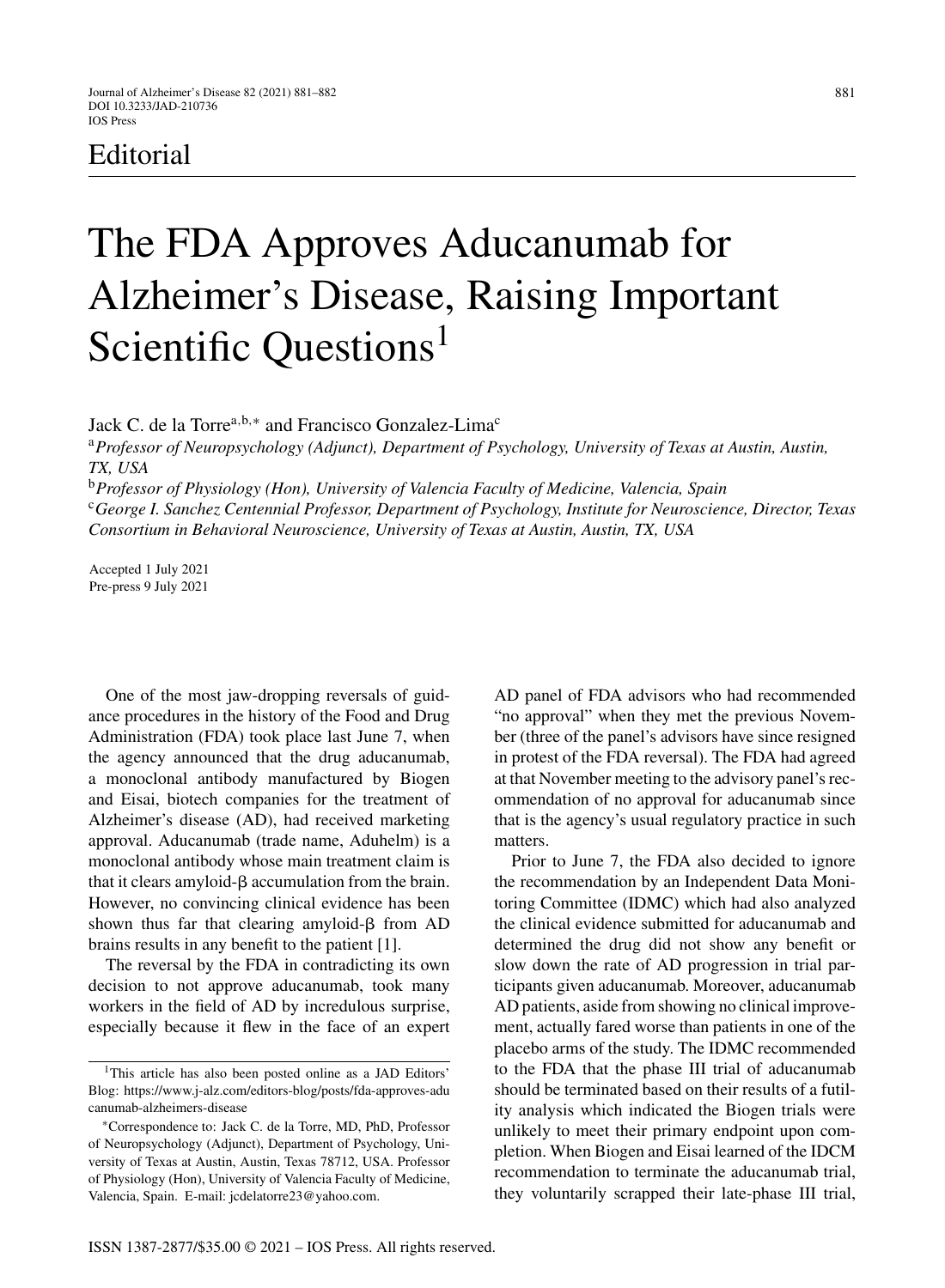Editorial

# The FDA Approves Aducanumab for Alzheimer's Disease, Raising Important Scientific Questions[1]

Jack C. de la Torre[a,b,*] and Francisco Gonzalez-Lima[c]

[a] *Professor of Neuropsychology (Adjunct), Department of Psychology, University of Texas at Austin, Austin, TX, USA*

[b] *Professor of Physiology (Hon), University of Valencia Faculty of Medicine, Valencia, Spain*

[c] *George I. Sanchez Centennial Professor, Department of Psychology, Institute for Neuroscience, Director, Texas Consortium in Behavioral Neuroscience, University of Texas at Austin, Austin, TX, USA*

Accepted 1 July 2021
Pre-press 9 July 2021

One of the most jaw-dropping reversals of guidance procedures in the history of the Food and Drug Administration (FDA) took place last June 7, when the agency announced that the drug aducanumab, a monoclonal antibody manufactured by Biogen and Eisai, biotech companies for the treatment of Alzheimer's disease (AD), had received marketing approval. Aducanumab (trade name, Aduhelm) is a monoclonal antibody whose main treatment claim is that it clears amyloid-β accumulation from the brain. However, no convincing clinical evidence has been shown thus far that clearing amyloid-β from AD brains results in any benefit to the patient [1].

The reversal by the FDA in contradicting its own decision to not approve aducanumab, took many workers in the field of AD by incredulous surprise, especially because it flew in the face of an expert AD panel of FDA advisors who had recommended "no approval" when they met the previous November (three of the panel's advisors have since resigned in protest of the FDA reversal). The FDA had agreed at that November meeting to the advisory panel's recommendation of no approval for aducanumab since that is the agency's usual regulatory practice in such matters.

Prior to June 7, the FDA also decided to ignore the recommendation by an Independent Data Monitoring Committee (IDMC) which had also analyzed the clinical evidence submitted for aducanumab and determined the drug did not show any benefit or slow down the rate of AD progression in trial participants given aducanumab. Moreover, aducanumab AD patients, aside from showing no clinical improvement, actually fared worse than patients in one of the placebo arms of the study. The IDMC recommended to the FDA that the phase III trial of aducanumab should be terminated based on their results of a futility analysis which indicated the Biogen trials were unlikely to meet their primary endpoint upon completion. When Biogen and Eisai learned of the IDCM recommendation to terminate the aducanumab trial, they voluntarily scrapped their late-phase III trial,

---

[1] This article has also been posted online as a JAD Editors' Blog: https://www.j-alz.com/editors-blog/posts/fda-approves-aducanumab-alzheimers-disease

[*] Correspondence to: Jack C. de la Torre, MD, PhD, Professor of Neuropsychology (Adjunct), Department of Psychology, University of Texas at Austin, Austin, Texas 78712, USA. Professor of Physiology (Hon), University of Valencia Faculty of Medicine, Valencia, Spain. E-mail: jcdelatorre23@yahoo.com.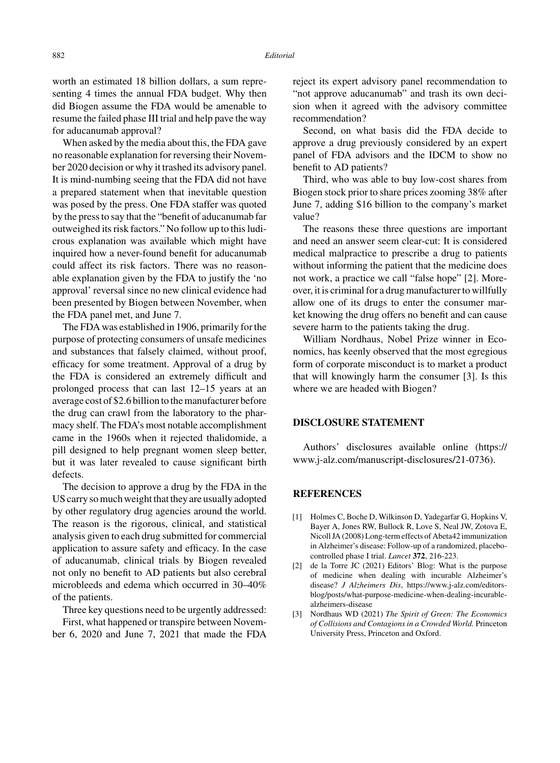worth an estimated 18 billion dollars, a sum representing 4 times the annual FDA budget. Why then did Biogen assume the FDA would be amenable to resume the failed phase III trial and help pave the way for aducanumab approval?

When asked by the media about this, the FDA gave no reasonable explanation for reversing their November 2020 decision or why it trashed its advisory panel. It is mind-numbing seeing that the FDA did not have a prepared statement when that inevitable question was posed by the press. One FDA staffer was quoted by the press to say that the "benefit of aducanumab far outweighed its risk factors." No follow up to this ludicrous explanation was available which might have inquired how a never-found benefit for aducanumab could affect its risk factors. There was no reasonable explanation given by the FDA to justify the 'no approval' reversal since no new clinical evidence had been presented by Biogen between November, when the FDA panel met, and June 7.

The FDA was established in 1906, primarily for the purpose of protecting consumers of unsafe medicines and substances that falsely claimed, without proof, efficacy for some treatment. Approval of a drug by the FDA is considered an extremely difficult and prolonged process that can last 12–15 years at an average cost of $2.6 billion to the manufacturer before the drug can crawl from the laboratory to the pharmacy shelf. The FDA's most notable accomplishment came in the 1960s when it rejected thalidomide, a pill designed to help pregnant women sleep better, but it was later revealed to cause significant birth defects.

The decision to approve a drug by the FDA in the US carry so much weight that they are usually adopted by other regulatory drug agencies around the world. The reason is the rigorous, clinical, and statistical analysis given to each drug submitted for commercial application to assure safety and efficacy. In the case of aducanumab, clinical trials by Biogen revealed not only no benefit to AD patients but also cerebral microbleeds and edema which occurred in 30–40% of the patients.

Three key questions need to be urgently addressed:

First, what happened or transpire between November 6, 2020 and June 7, 2021 that made the FDA reject its expert advisory panel recommendation to "not approve aducanumab" and trash its own decision when it agreed with the advisory committee recommendation?

Second, on what basis did the FDA decide to approve a drug previously considered by an expert panel of FDA advisors and the IDCM to show no benefit to AD patients?

Third, who was able to buy low-cost shares from Biogen stock prior to share prices zooming 38% after June 7, adding $16 billion to the company's market value?

The reasons these three questions are important and need an answer seem clear-cut: It is considered medical malpractice to prescribe a drug to patients without informing the patient that the medicine does not work, a practice we call "false hope" [2]. Moreover, it is criminal for a drug manufacturer to willfully allow one of its drugs to enter the consumer market knowing the drug offers no benefit and can cause severe harm to the patients taking the drug.

William Nordhaus, Nobel Prize winner in Economics, has keenly observed that the most egregious form of corporate misconduct is to market a product that will knowingly harm the consumer [3]. Is this where we are headed with Biogen?

## DISCLOSURE STATEMENT

Authors' disclosures available online (https://www.j-alz.com/manuscript-disclosures/21-0736).

## REFERENCES

[1] Holmes C, Boche D, Wilkinson D, Yadegarfar G, Hopkins V, Bayer A, Jones RW, Bullock R, Love S, Neal JW, Zotova E, Nicoll JA (2008) Long-term effects of Abeta42 immunization in Alzheimer's disease: Follow-up of a randomized, placebo-controlled phase I trial. *Lancet* **372**, 216-223.

[2] de la Torre JC (2021) Editors' Blog: What is the purpose of medicine when dealing with incurable Alzheimer's disease? *J Alzheimers Dis*, https://www.j-alz.com/editors-blog/posts/what-purpose-medicine-when-dealing-incurable-alzheimers-disease

[3] Nordhaus WD (2021) *The Spirit of Green: The Economics of Collisions and Contagions in a Crowded World.* Princeton University Press, Princeton and Oxford.